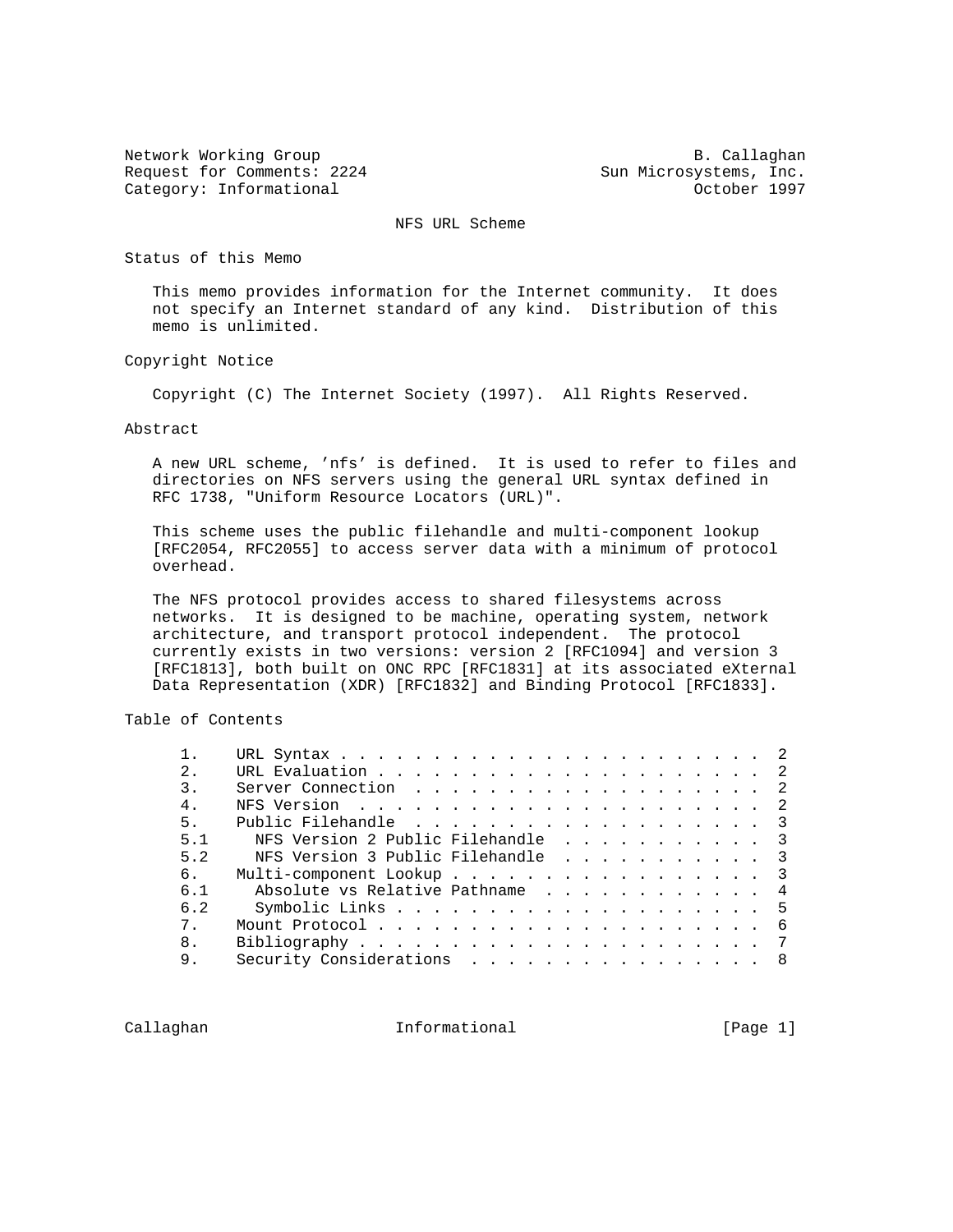Network Working Group B. Callaghan
Request for Comments: 2224 Sun Microsystems, Inc.
Category: Informational October 1997

# NFS URL Scheme

## Status of this Memo

This memo provides information for the Internet community. It does not specify an Internet standard of any kind. Distribution of this memo is unlimited.

## Copyright Notice

Copyright (C) The Internet Society (1997). All Rights Reserved.

## Abstract

A new URL scheme, 'nfs' is defined. It is used to refer to files and directories on NFS servers using the general URL syntax defined in RFC 1738, "Uniform Resource Locators (URL)".

This scheme uses the public filehandle and multi-component lookup [RFC2054, RFC2055] to access server data with a minimum of protocol overhead.

The NFS protocol provides access to shared filesystems across networks. It is designed to be machine, operating system, network architecture, and transport protocol independent. The protocol currently exists in two versions: version 2 [RFC1094] and version 3 [RFC1813], both built on ONC RPC [RFC1831] at its associated eXternal Data Representation (XDR) [RFC1832] and Binding Protocol [RFC1833].

## Table of Contents

```
1.    URL Syntax . . . . . . . . . . . . . . . . . . . . . . . .  2
2.    URL Evaluation . . . . . . . . . . . . . . . . . . . . . .  2
3.    Server Connection  . . . . . . . . . . . . . . . . . . . .  2
4.    NFS Version  . . . . . . . . . . . . . . . . . . . . . . .  2
5.    Public Filehandle  . . . . . . . . . . . . . . . . . . . .  3
5.1     NFS Version 2 Public Filehandle  . . . . . . . . . . . .  3
5.2     NFS Version 3 Public Filehandle  . . . . . . . . . . . .  3
6.    Multi-component Lookup . . . . . . . . . . . . . . . . . .  3
6.1     Absolute vs Relative Pathname  . . . . . . . . . . . . .  4
6.2     Symbolic Links . . . . . . . . . . . . . . . . . . . . .  5
7.    Mount Protocol . . . . . . . . . . . . . . . . . . . . . .  6
8.    Bibliography . . . . . . . . . . . . . . . . . . . . . . .  7
9.    Security Considerations  . . . . . . . . . . . . . . . . .  8
```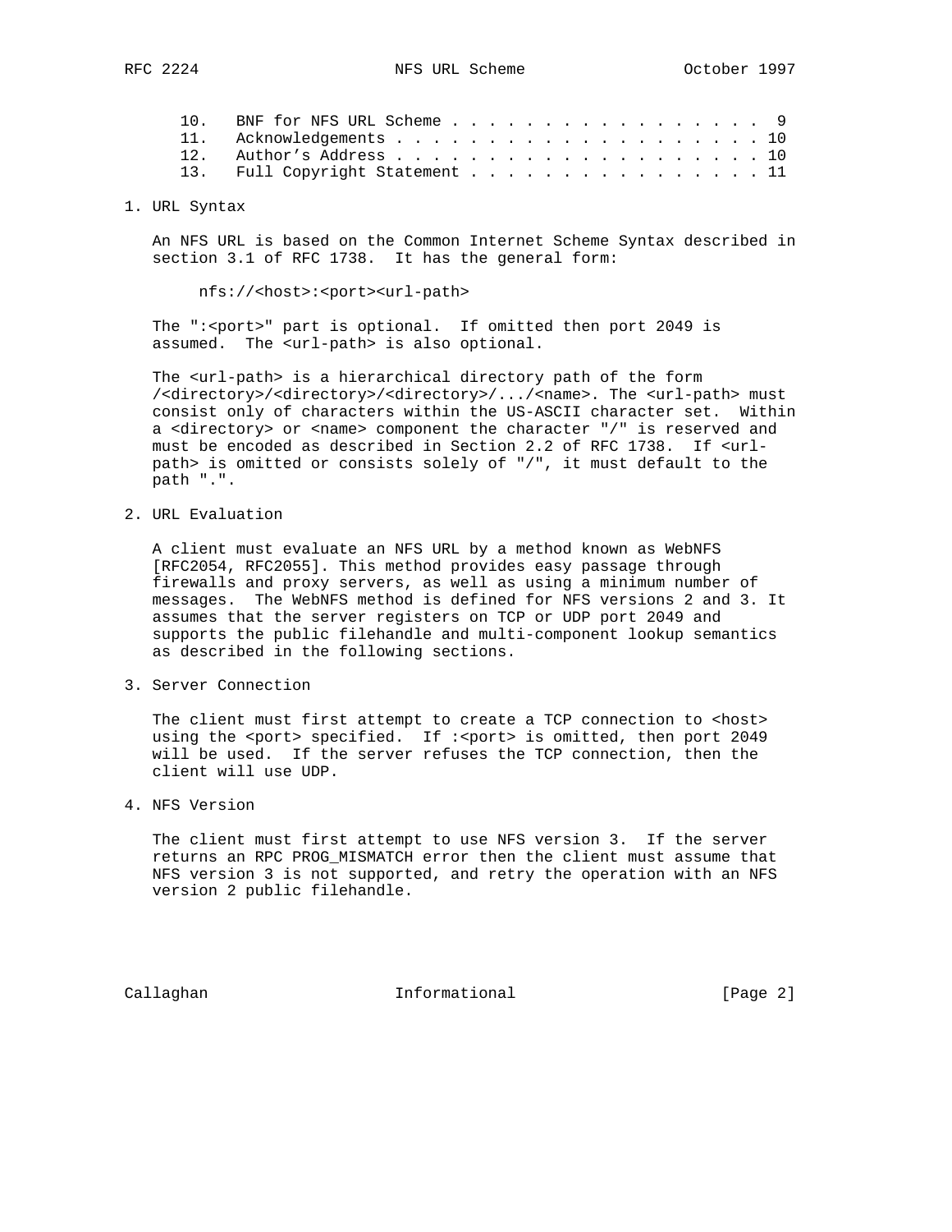10. BNF for NFS URL Scheme . . . . . . . . . . . . . . . . . . . 9
11. Acknowledgements . . . . . . . . . . . . . . . . . . . . . . 10
12. Author's Address . . . . . . . . . . . . . . . . . . . . . . 10
13. Full Copyright Statement . . . . . . . . . . . . . . . . . . 11

## 1. URL Syntax

An NFS URL is based on the Common Internet Scheme Syntax described in section 3.1 of RFC 1738. It has the general form:

```
nfs://<host>:<port><url-path>
```

The ":<port>" part is optional. If omitted then port 2049 is assumed. The <url-path> is also optional.

The <url-path> is a hierarchical directory path of the form /<directory>/<directory>/<directory>/.../<name>. The <url-path> must consist only of characters within the US-ASCII character set. Within a <directory> or <name> component the character "/" is reserved and must be encoded as described in Section 2.2 of RFC 1738. If <url-path> is omitted or consists solely of "/", it must default to the path ".".

## 2. URL Evaluation

A client must evaluate an NFS URL by a method known as WebNFS [RFC2054, RFC2055]. This method provides easy passage through firewalls and proxy servers, as well as using a minimum number of messages. The WebNFS method is defined for NFS versions 2 and 3. It assumes that the server registers on TCP or UDP port 2049 and supports the public filehandle and multi-component lookup semantics as described in the following sections.

## 3. Server Connection

The client must first attempt to create a TCP connection to <host> using the <port> specified. If :<port> is omitted, then port 2049 will be used. If the server refuses the TCP connection, then the client will use UDP.

## 4. NFS Version

The client must first attempt to use NFS version 3. If the server returns an RPC PROG_MISMATCH error then the client must assume that NFS version 3 is not supported, and retry the operation with an NFS version 2 public filehandle.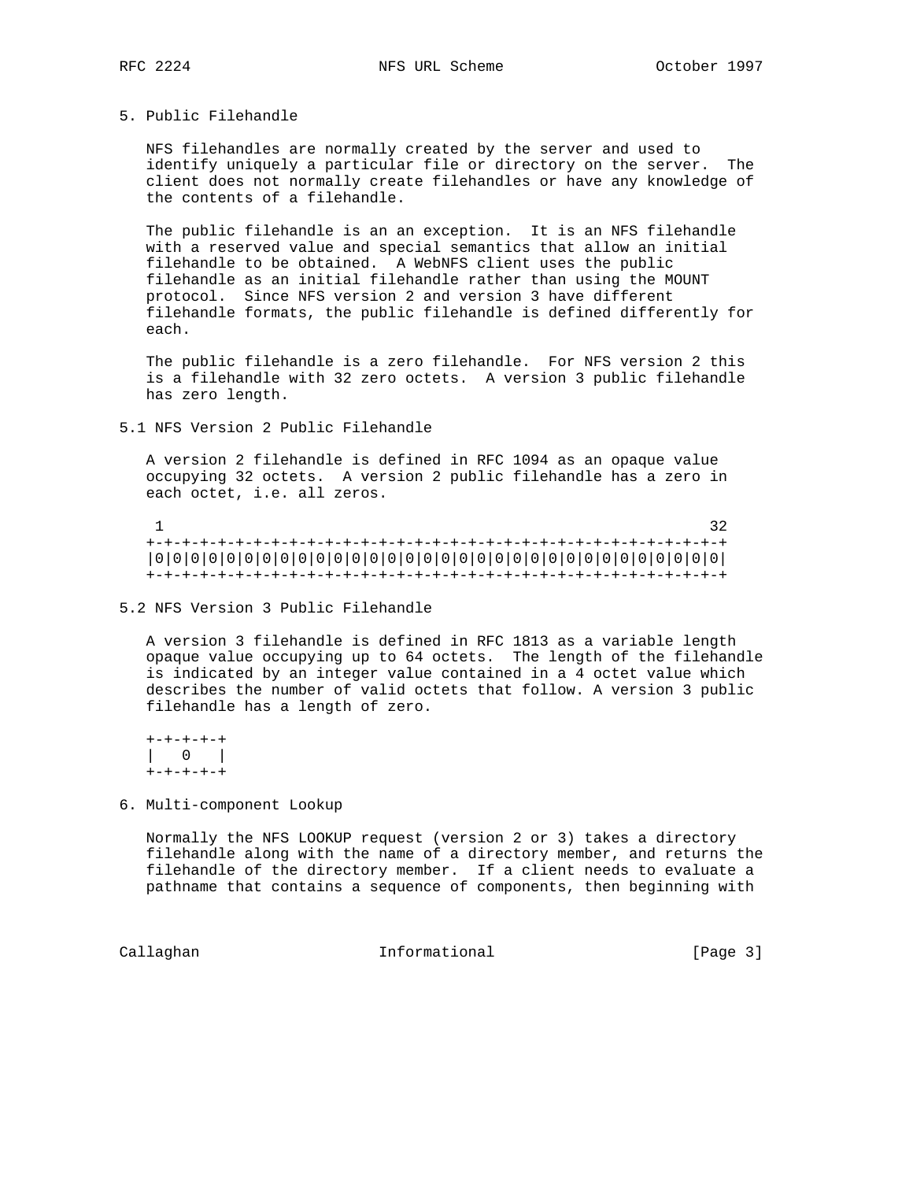## 5. Public Filehandle

NFS filehandles are normally created by the server and used to identify uniquely a particular file or directory on the server. The client does not normally create filehandles or have any knowledge of the contents of a filehandle.

The public filehandle is an an exception. It is an NFS filehandle with a reserved value and special semantics that allow an initial filehandle to be obtained. A WebNFS client uses the public filehandle as an initial filehandle rather than using the MOUNT protocol. Since NFS version 2 and version 3 have different filehandle formats, the public filehandle is defined differently for each.

The public filehandle is a zero filehandle. For NFS version 2 this is a filehandle with 32 zero octets. A version 3 public filehandle has zero length.

### 5.1 NFS Version 2 Public Filehandle

A version 2 filehandle is defined in RFC 1094 as an opaque value occupying 32 octets. A version 2 public filehandle has a zero in each octet, i.e. all zeros.

```
 1                                                              32
+-+-+-+-+-+-+-+-+-+-+-+-+-+-+-+-+-+-+-+-+-+-+-+-+-+-+-+-+-+-+-+-+
|0|0|0|0|0|0|0|0|0|0|0|0|0|0|0|0|0|0|0|0|0|0|0|0|0|0|0|0|0|0|0|0|
+-+-+-+-+-+-+-+-+-+-+-+-+-+-+-+-+-+-+-+-+-+-+-+-+-+-+-+-+-+-+-+-+
```

### 5.2 NFS Version 3 Public Filehandle

A version 3 filehandle is defined in RFC 1813 as a variable length opaque value occupying up to 64 octets. The length of the filehandle is indicated by an integer value contained in a 4 octet value which describes the number of valid octets that follow. A version 3 public filehandle has a length of zero.

```
+-+-+-+-+
|   0   |
+-+-+-+-+
```

## 6. Multi-component Lookup

Normally the NFS LOOKUP request (version 2 or 3) takes a directory filehandle along with the name of a directory member, and returns the filehandle of the directory member. If a client needs to evaluate a pathname that contains a sequence of components, then beginning with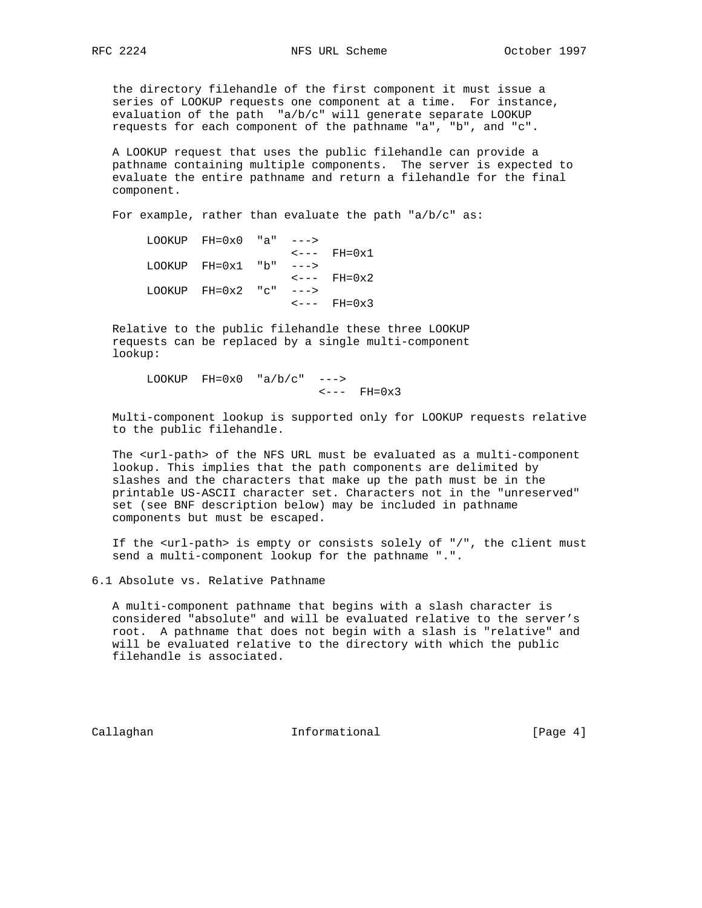the directory filehandle of the first component it must issue a series of LOOKUP requests one component at a time. For instance, evaluation of the path "a/b/c" will generate separate LOOKUP requests for each component of the pathname "a", "b", and "c".

A LOOKUP request that uses the public filehandle can provide a pathname containing multiple components. The server is expected to evaluate the entire pathname and return a filehandle for the final component.

For example, rather than evaluate the path "a/b/c" as:

```
LOOKUP  FH=0x0  "a"  --->
                     <---  FH=0x1
LOOKUP  FH=0x1  "b"  --->
                     <---  FH=0x2
LOOKUP  FH=0x2  "c"  --->
                     <---  FH=0x3
```

Relative to the public filehandle these three LOOKUP requests can be replaced by a single multi-component lookup:

```
LOOKUP  FH=0x0  "a/b/c"  --->
                         <---  FH=0x3
```

Multi-component lookup is supported only for LOOKUP requests relative to the public filehandle.

The <url-path> of the NFS URL must be evaluated as a multi-component lookup. This implies that the path components are delimited by slashes and the characters that make up the path must be in the printable US-ASCII character set. Characters not in the "unreserved" set (see BNF description below) may be included in pathname components but must be escaped.

If the <url-path> is empty or consists solely of "/", the client must send a multi-component lookup for the pathname ".".

## 6.1 Absolute vs. Relative Pathname

A multi-component pathname that begins with a slash character is considered "absolute" and will be evaluated relative to the server's root. A pathname that does not begin with a slash is "relative" and will be evaluated relative to the directory with which the public filehandle is associated.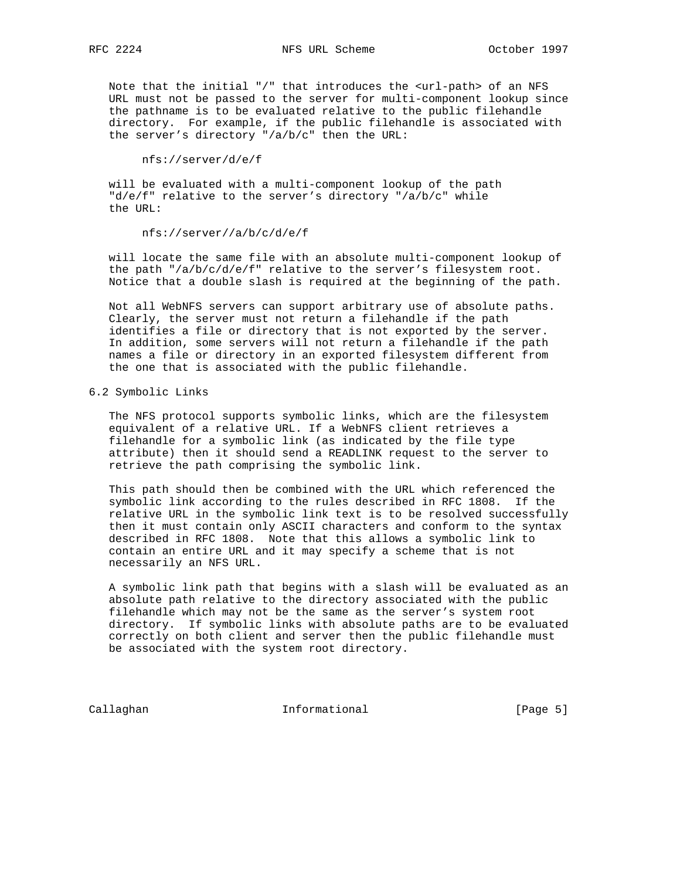Note that the initial "/" that introduces the <url-path> of an NFS URL must not be passed to the server for multi-component lookup since the pathname is to be evaluated relative to the public filehandle directory. For example, if the public filehandle is associated with the server's directory "/a/b/c" then the URL:

```
nfs://server/d/e/f
```

will be evaluated with a multi-component lookup of the path "d/e/f" relative to the server's directory "/a/b/c" while the URL:

```
nfs://server//a/b/c/d/e/f
```

will locate the same file with an absolute multi-component lookup of the path "/a/b/c/d/e/f" relative to the server's filesystem root. Notice that a double slash is required at the beginning of the path.

Not all WebNFS servers can support arbitrary use of absolute paths. Clearly, the server must not return a filehandle if the path identifies a file or directory that is not exported by the server. In addition, some servers will not return a filehandle if the path names a file or directory in an exported filesystem different from the one that is associated with the public filehandle.

## 6.2 Symbolic Links

The NFS protocol supports symbolic links, which are the filesystem equivalent of a relative URL. If a WebNFS client retrieves a filehandle for a symbolic link (as indicated by the file type attribute) then it should send a READLINK request to the server to retrieve the path comprising the symbolic link.

This path should then be combined with the URL which referenced the symbolic link according to the rules described in RFC 1808. If the relative URL in the symbolic link text is to be resolved successfully then it must contain only ASCII characters and conform to the syntax described in RFC 1808. Note that this allows a symbolic link to contain an entire URL and it may specify a scheme that is not necessarily an NFS URL.

A symbolic link path that begins with a slash will be evaluated as an absolute path relative to the directory associated with the public filehandle which may not be the same as the server's system root directory. If symbolic links with absolute paths are to be evaluated correctly on both client and server then the public filehandle must be associated with the system root directory.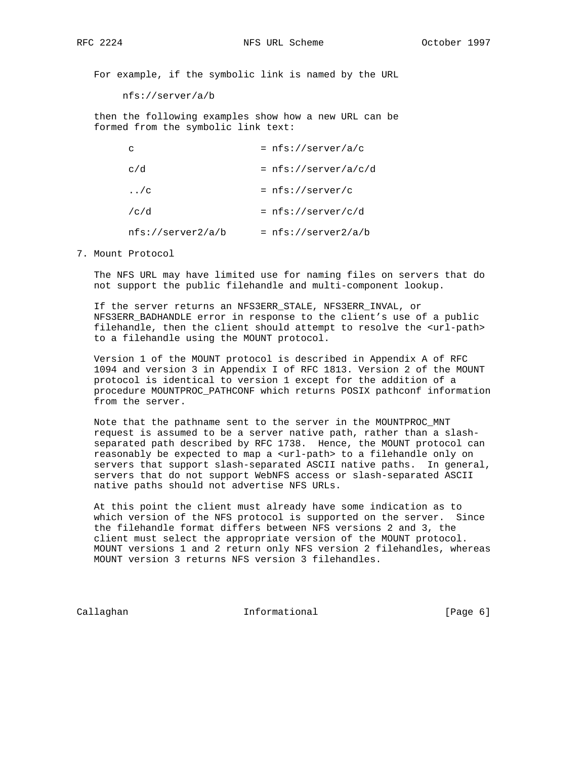For example, if the symbolic link is named by the URL

```
nfs://server/a/b
```

then the following examples show how a new URL can be formed from the symbolic link text:

```
c                    = nfs://server/a/c

c/d                  = nfs://server/a/c/d

../c                 = nfs://server/c

/c/d                 = nfs://server/c/d

nfs://server2/a/b    = nfs://server2/a/b
```

## 7. Mount Protocol

The NFS URL may have limited use for naming files on servers that do not support the public filehandle and multi-component lookup.

If the server returns an NFS3ERR_STALE, NFS3ERR_INVAL, or NFS3ERR_BADHANDLE error in response to the client's use of a public filehandle, then the client should attempt to resolve the <url-path> to a filehandle using the MOUNT protocol.

Version 1 of the MOUNT protocol is described in Appendix A of RFC 1094 and version 3 in Appendix I of RFC 1813. Version 2 of the MOUNT protocol is identical to version 1 except for the addition of a procedure MOUNTPROC_PATHCONF which returns POSIX pathconf information from the server.

Note that the pathname sent to the server in the MOUNTPROC_MNT request is assumed to be a server native path, rather than a slash-separated path described by RFC 1738. Hence, the MOUNT protocol can reasonably be expected to map a <url-path> to a filehandle only on servers that support slash-separated ASCII native paths. In general, servers that do not support WebNFS access or slash-separated ASCII native paths should not advertise NFS URLs.

At this point the client must already have some indication as to which version of the NFS protocol is supported on the server. Since the filehandle format differs between NFS versions 2 and 3, the client must select the appropriate version of the MOUNT protocol. MOUNT versions 1 and 2 return only NFS version 2 filehandles, whereas MOUNT version 3 returns NFS version 3 filehandles.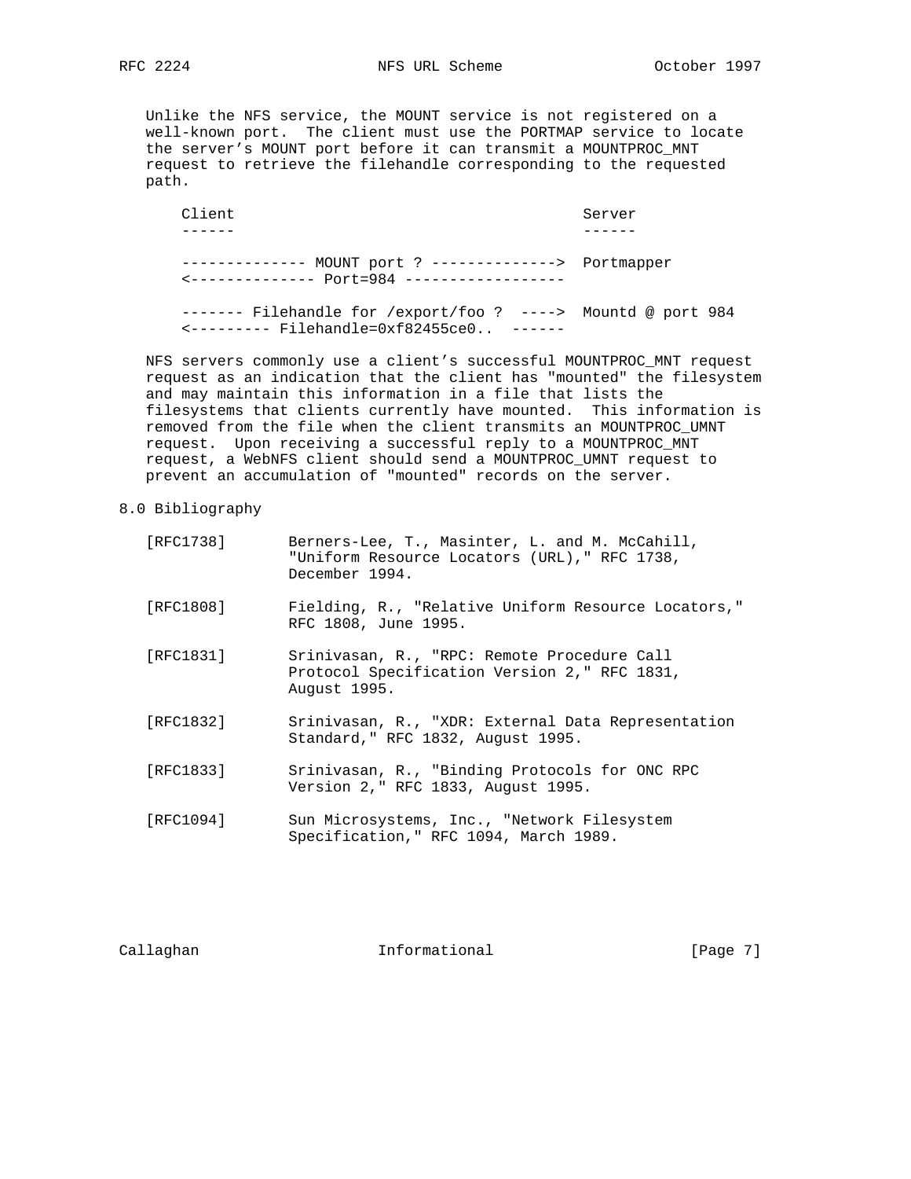Unlike the NFS service, the MOUNT service is not registered on a well-known port. The client must use the PORTMAP service to locate the server's MOUNT port before it can transmit a MOUNTPROC_MNT request to retrieve the filehandle corresponding to the requested path.

```
Client                                        Server
------                                        ------

-------------- MOUNT port ? -------------->  Portmapper
<-------------- Port=984 ------------------

------- Filehandle for /export/foo ?  ---->  Mountd @ port 984
<--------- Filehandle=0xf82455ce0..  ------
```

NFS servers commonly use a client's successful MOUNTPROC_MNT request request as an indication that the client has "mounted" the filesystem and may maintain this information in a file that lists the filesystems that clients currently have mounted. This information is removed from the file when the client transmits an MOUNTPROC_UMNT request. Upon receiving a successful reply to a MOUNTPROC_MNT request, a WebNFS client should send a MOUNTPROC_UMNT request to prevent an accumulation of "mounted" records on the server.

## 8.0 Bibliography

[RFC1738] Berners-Lee, T., Masinter, L. and M. McCahill, "Uniform Resource Locators (URL)," RFC 1738, December 1994.

[RFC1808] Fielding, R., "Relative Uniform Resource Locators," RFC 1808, June 1995.

[RFC1831] Srinivasan, R., "RPC: Remote Procedure Call Protocol Specification Version 2," RFC 1831, August 1995.

[RFC1832] Srinivasan, R., "XDR: External Data Representation Standard," RFC 1832, August 1995.

[RFC1833] Srinivasan, R., "Binding Protocols for ONC RPC Version 2," RFC 1833, August 1995.

[RFC1094] Sun Microsystems, Inc., "Network Filesystem Specification," RFC 1094, March 1989.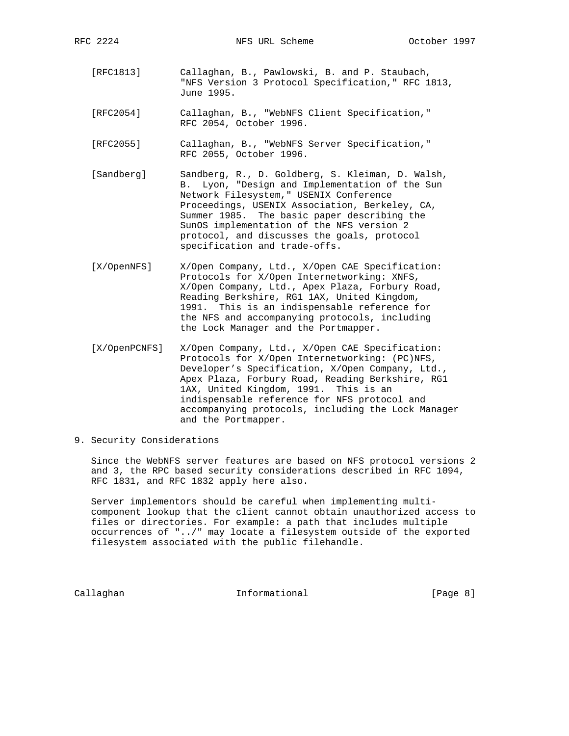[RFC1813] Callaghan, B., Pawlowski, B. and P. Staubach, "NFS Version 3 Protocol Specification," RFC 1813, June 1995.

[RFC2054] Callaghan, B., "WebNFS Client Specification," RFC 2054, October 1996.

[RFC2055] Callaghan, B., "WebNFS Server Specification," RFC 2055, October 1996.

[Sandberg] Sandberg, R., D. Goldberg, S. Kleiman, D. Walsh, B. Lyon, "Design and Implementation of the Sun Network Filesystem," USENIX Conference Proceedings, USENIX Association, Berkeley, CA, Summer 1985. The basic paper describing the SunOS implementation of the NFS version 2 protocol, and discusses the goals, protocol specification and trade-offs.

[X/OpenNFS] X/Open Company, Ltd., X/Open CAE Specification: Protocols for X/Open Internetworking: XNFS, X/Open Company, Ltd., Apex Plaza, Forbury Road, Reading Berkshire, RG1 1AX, United Kingdom, 1991. This is an indispensable reference for the NFS and accompanying protocols, including the Lock Manager and the Portmapper.

[X/OpenPCNFS] X/Open Company, Ltd., X/Open CAE Specification: Protocols for X/Open Internetworking: (PC)NFS, Developer's Specification, X/Open Company, Ltd., Apex Plaza, Forbury Road, Reading Berkshire, RG1 1AX, United Kingdom, 1991. This is an indispensable reference for NFS protocol and accompanying protocols, including the Lock Manager and the Portmapper.

## 9. Security Considerations

Since the WebNFS server features are based on NFS protocol versions 2 and 3, the RPC based security considerations described in RFC 1094, RFC 1831, and RFC 1832 apply here also.

Server implementors should be careful when implementing multi-component lookup that the client cannot obtain unauthorized access to files or directories. For example: a path that includes multiple occurrences of "../" may locate a filesystem outside of the exported filesystem associated with the public filehandle.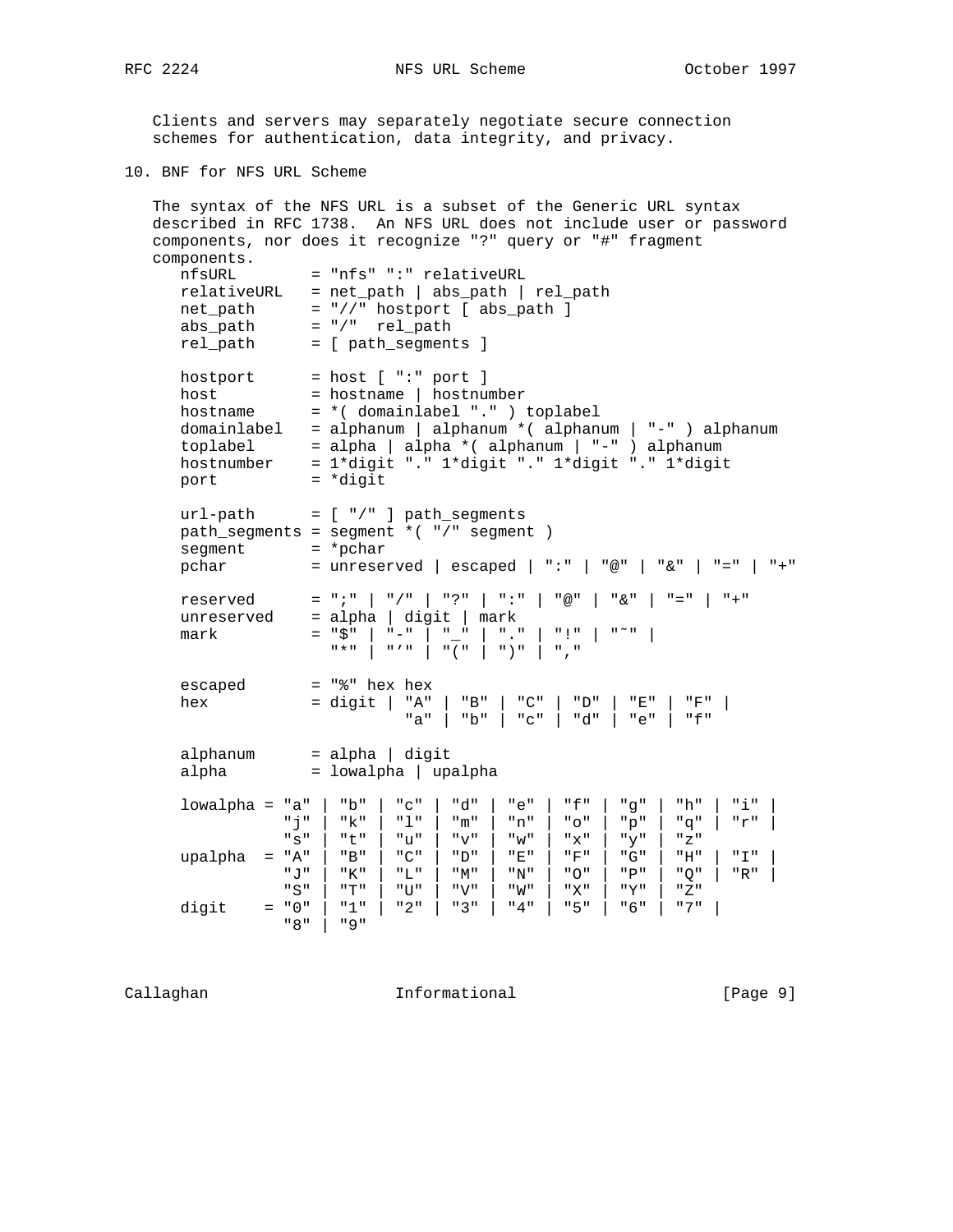Clients and servers may separately negotiate secure connection schemes for authentication, data integrity, and privacy.

## 10. BNF for NFS URL Scheme

The syntax of the NFS URL is a subset of the Generic URL syntax described in RFC 1738. An NFS URL does not include user or password components, nor does it recognize "?" query or "#" fragment components.

```
   nfsURL        = "nfs" ":" relativeURL
   relativeURL   = net_path | abs_path | rel_path
   net_path      = "//" hostport [ abs_path ]
   abs_path      = "/"  rel_path
   rel_path      = [ path_segments ]

   hostport      = host [ ":" port ]
   host          = hostname | hostnumber
   hostname      = *( domainlabel "." ) toplabel
   domainlabel   = alphanum | alphanum *( alphanum | "-" ) alphanum
   toplabel      = alpha | alpha *( alphanum | "-" ) alphanum
   hostnumber    = 1*digit "." 1*digit "." 1*digit "." 1*digit
   port          = *digit

   url-path      = [ "/" ] path_segments
   path_segments = segment *( "/" segment )
   segment       = *pchar
   pchar         = unreserved | escaped | ":" | "@" | "&" | "=" | "+"

   reserved      = ";" | "/" | "?" | ":" | "@" | "&" | "=" | "+"
   unreserved    = alpha | digit | mark
   mark          = "$" | "-" | "_" | "." | "!" | "~" |
                   "*" | "'" | "(" | ")" | ","

   escaped       = "%" hex hex
   hex           = digit | "A" | "B" | "C" | "D" | "E" | "F" |
                           "a" | "b" | "c" | "d" | "e" | "f"

   alphanum      = alpha | digit
   alpha         = lowalpha | upalpha

   lowalpha = "a" | "b" | "c" | "d" | "e" | "f" | "g" | "h" | "i" |
              "j" | "k" | "l" | "m" | "n" | "o" | "p" | "q" | "r" |
              "s" | "t" | "u" | "v" | "w" | "x" | "y" | "z"
   upalpha  = "A" | "B" | "C" | "D" | "E" | "F" | "G" | "H" | "I" |
              "J" | "K" | "L" | "M" | "N" | "O" | "P" | "Q" | "R" |
              "S" | "T" | "U" | "V" | "W" | "X" | "Y" | "Z"
   digit    = "0" | "1" | "2" | "3" | "4" | "5" | "6" | "7" |
              "8" | "9"
```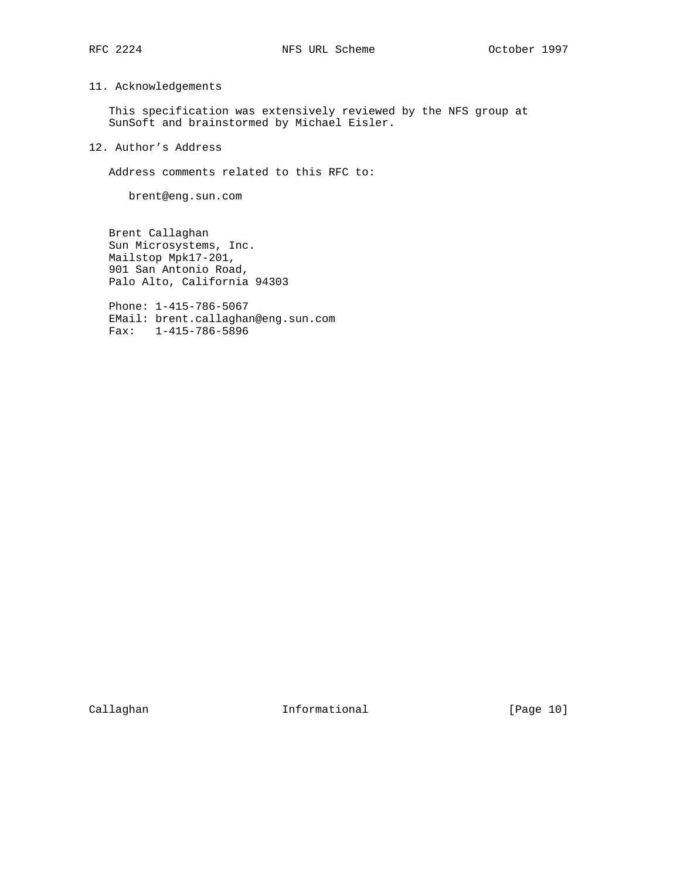## 11. Acknowledgements

This specification was extensively reviewed by the NFS group at SunSoft and brainstormed by Michael Eisler.

## 12. Author's Address

Address comments related to this RFC to:

brent@eng.sun.com

Brent Callaghan
Sun Microsystems, Inc.
Mailstop Mpk17-201,
901 San Antonio Road,
Palo Alto, California 94303

Phone: 1-415-786-5067
EMail: brent.callaghan@eng.sun.com
Fax: 1-415-786-5896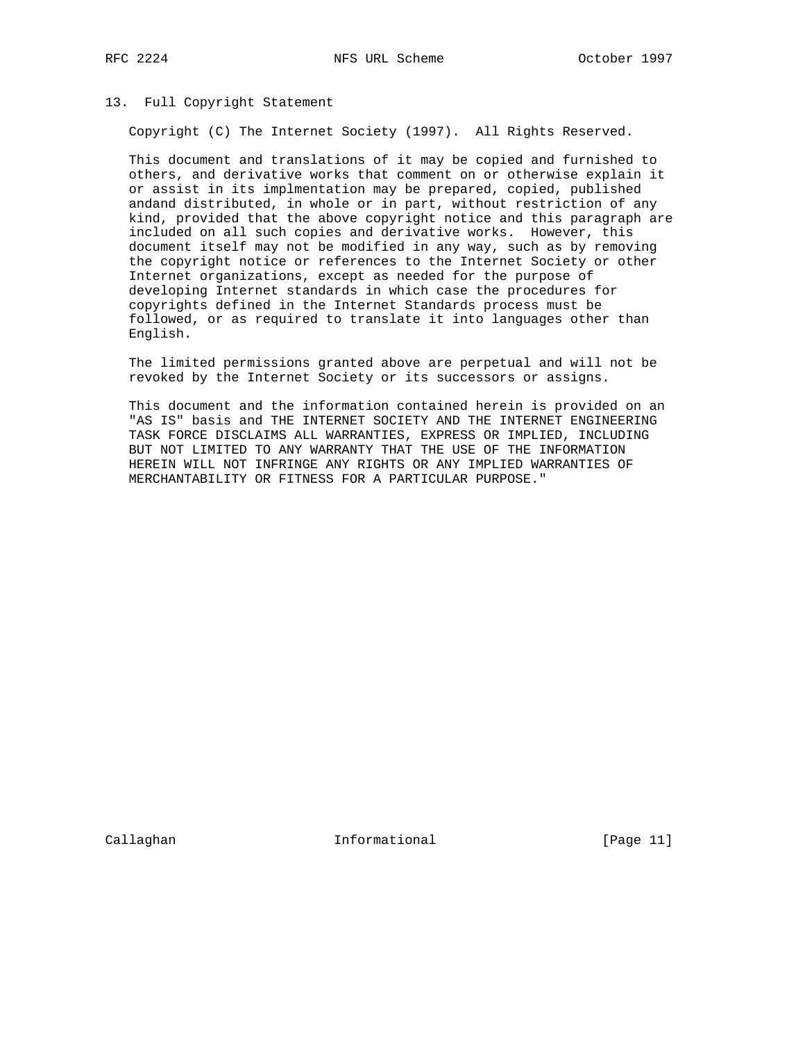## 13. Full Copyright Statement

Copyright (C) The Internet Society (1997). All Rights Reserved.

This document and translations of it may be copied and furnished to others, and derivative works that comment on or otherwise explain it or assist in its implmentation may be prepared, copied, published andand distributed, in whole or in part, without restriction of any kind, provided that the above copyright notice and this paragraph are included on all such copies and derivative works. However, this document itself may not be modified in any way, such as by removing the copyright notice or references to the Internet Society or other Internet organizations, except as needed for the purpose of developing Internet standards in which case the procedures for copyrights defined in the Internet Standards process must be followed, or as required to translate it into languages other than English.

The limited permissions granted above are perpetual and will not be revoked by the Internet Society or its successors or assigns.

This document and the information contained herein is provided on an "AS IS" basis and THE INTERNET SOCIETY AND THE INTERNET ENGINEERING TASK FORCE DISCLAIMS ALL WARRANTIES, EXPRESS OR IMPLIED, INCLUDING BUT NOT LIMITED TO ANY WARRANTY THAT THE USE OF THE INFORMATION HEREIN WILL NOT INFRINGE ANY RIGHTS OR ANY IMPLIED WARRANTIES OF MERCHANTABILITY OR FITNESS FOR A PARTICULAR PURPOSE."